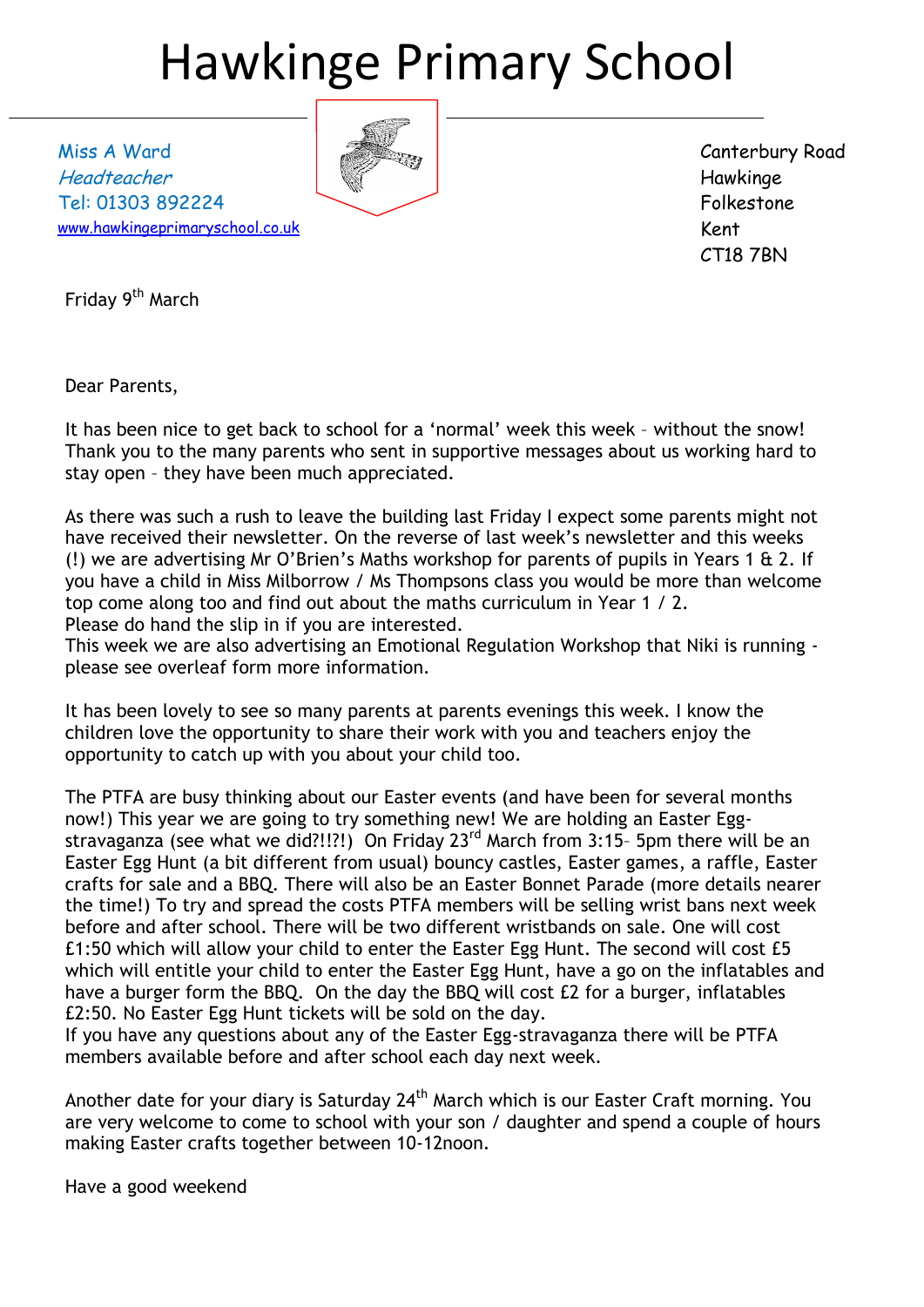# Hawkinge Primary School

Miss A Ward
*Headteacher*
Tel: 01303 892224
www.hawkingeprimaryschool.co.uk

Canterbury Road
Hawkinge
Folkestone
Kent
CT18 7BN

Friday 9th March

Dear Parents,

It has been nice to get back to school for a 'normal' week this week – without the snow! Thank you to the many parents who sent in supportive messages about us working hard to stay open – they have been much appreciated.

As there was such a rush to leave the building last Friday I expect some parents might not have received their newsletter. On the reverse of last week's newsletter and this weeks (!) we are advertising Mr O'Brien's Maths workshop for parents of pupils in Years 1 & 2. If you have a child in Miss Milborrow / Ms Thompsons class you would be more than welcome top come along too and find out about the maths curriculum in Year 1 / 2.
Please do hand the slip in if you are interested.
This week we are also advertising an Emotional Regulation Workshop that Niki is running - please see overleaf form more information.

It has been lovely to see so many parents at parents evenings this week. I know the children love the opportunity to share their work with you and teachers enjoy the opportunity to catch up with you about your child too.

The PTFA are busy thinking about our Easter events (and have been for several months now!) This year we are going to try something new! We are holding an Easter Egg-stravaganza (see what we did?!!?!) On Friday 23rd March from 3:15– 5pm there will be an Easter Egg Hunt (a bit different from usual) bouncy castles, Easter games, a raffle, Easter crafts for sale and a BBQ. There will also be an Easter Bonnet Parade (more details nearer the time!) To try and spread the costs PTFA members will be selling wrist bans next week before and after school. There will be two different wristbands on sale. One will cost £1:50 which will allow your child to enter the Easter Egg Hunt. The second will cost £5 which will entitle your child to enter the Easter Egg Hunt, have a go on the inflatables and have a burger form the BBQ. On the day the BBQ will cost £2 for a burger, inflatables £2:50. No Easter Egg Hunt tickets will be sold on the day.
If you have any questions about any of the Easter Egg-stravaganza there will be PTFA members available before and after school each day next week.

Another date for your diary is Saturday 24th March which is our Easter Craft morning. You are very welcome to come to school with your son / daughter and spend a couple of hours making Easter crafts together between 10-12noon.

Have a good weekend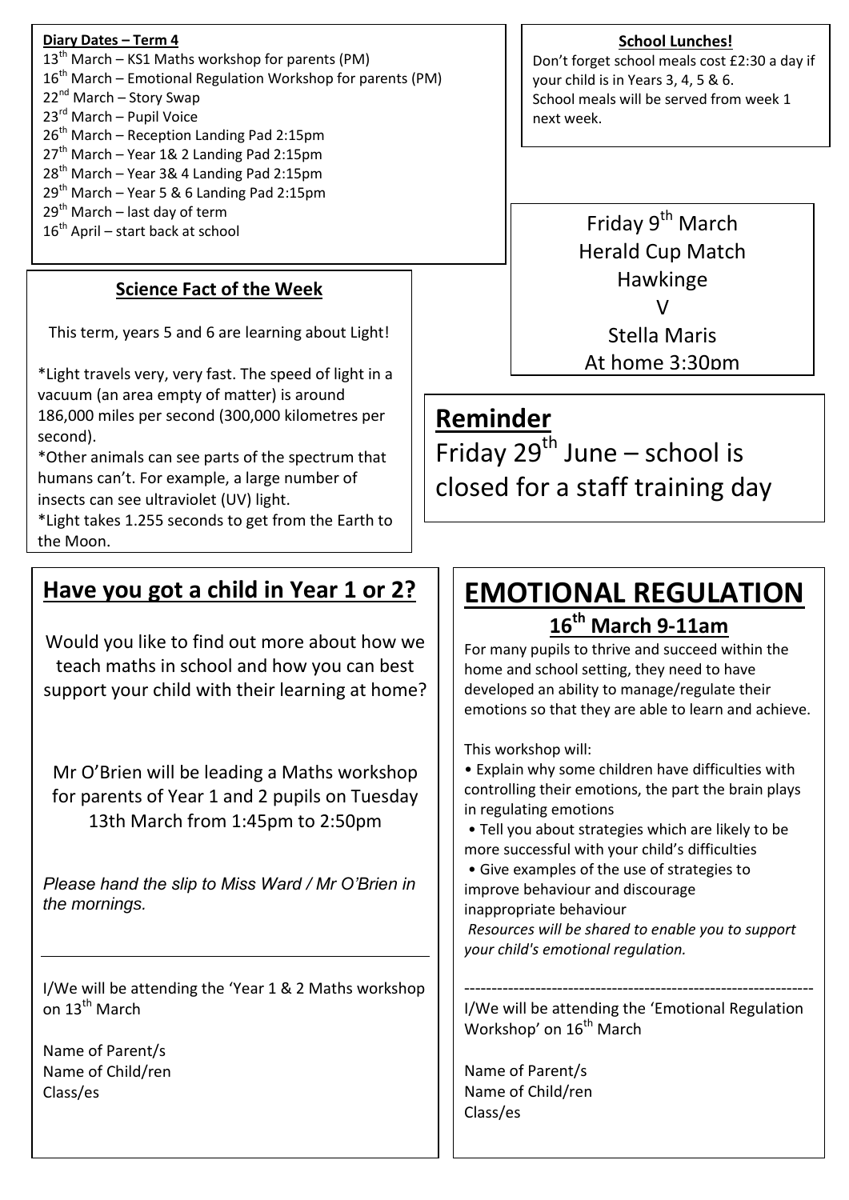**Diary Dates – Term 4**

13th March – KS1 Maths workshop for parents (PM)
16th March – Emotional Regulation Workshop for parents (PM)
22nd March – Story Swap
23rd March – Pupil Voice
26th March – Reception Landing Pad 2:15pm
27th March – Year 1& 2 Landing Pad 2:15pm
28th March – Year 3& 4 Landing Pad 2:15pm
29th March – Year 5 & 6 Landing Pad 2:15pm
29th March – last day of term
16th April – start back at school

**School Lunches!**

Don't forget school meals cost £2:30 a day if your child is in Years 3, 4, 5 & 6.
School meals will be served from week 1 next week.

Friday 9th March
Herald Cup Match
Hawkinge
V
Stella Maris
At home 3:30pm

**Science Fact of the Week**

This term, years 5 and 6 are learning about Light!

*Light travels very, very fast. The speed of light in a vacuum (an area empty of matter) is around 186,000 miles per second (300,000 kilometres per second).
*Other animals can see parts of the spectrum that humans can't. For example, a large number of insects can see ultraviolet (UV) light.
*Light takes 1.255 seconds to get from the Earth to the Moon.

## Reminder

Friday 29th June – school is closed for a staff training day

## Have you got a child in Year 1 or 2?

Would you like to find out more about how we teach maths in school and how you can best support your child with their learning at home?

Mr O'Brien will be leading a Maths workshop for parents of Year 1 and 2 pupils on Tuesday 13th March from 1:45pm to 2:50pm

*Please hand the slip to Miss Ward / Mr O'Brien in the mornings.*

---

I/We will be attending the 'Year 1 & 2 Maths workshop on 13th March

Name of Parent/s
Name of Child/ren
Class/es

# EMOTIONAL REGULATION

## 16th March 9-11am

For many pupils to thrive and succeed within the home and school setting, they need to have developed an ability to manage/regulate their emotions so that they are able to learn and achieve.

This workshop will:

- Explain why some children have difficulties with controlling their emotions, the part the brain plays in regulating emotions
- Tell you about strategies which are likely to be more successful with your child's difficulties
- Give examples of the use of strategies to improve behaviour and discourage inappropriate behaviour

*Resources will be shared to enable you to support your child's emotional regulation.*

----------------------------------------------------------------

I/We will be attending the 'Emotional Regulation Workshop' on 16th March

Name of Parent/s
Name of Child/ren
Class/es